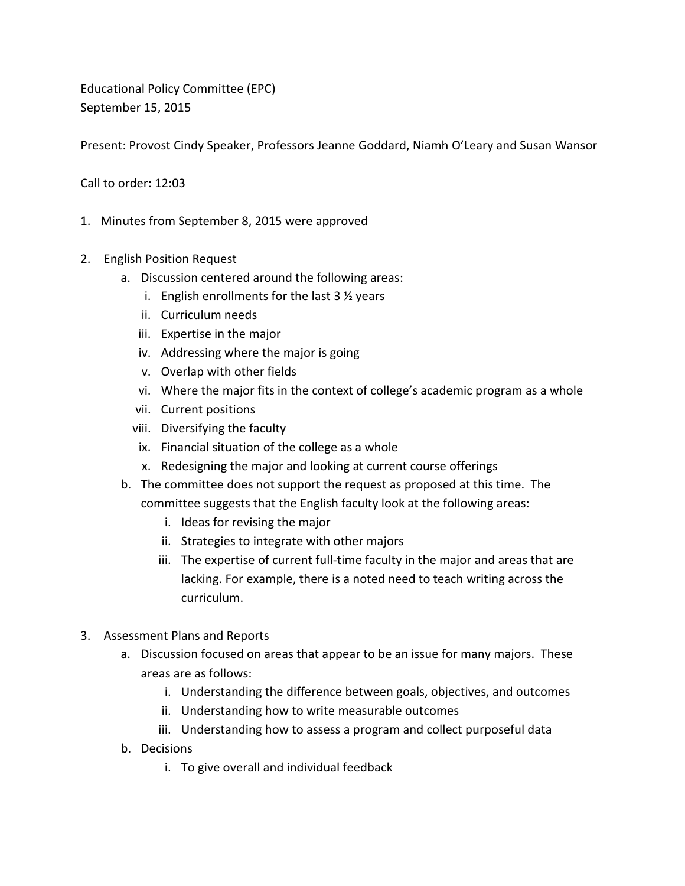Educational Policy Committee (EPC)
September 15, 2015

Present: Provost Cindy Speaker, Professors Jeanne Goddard, Niamh O'Leary and Susan Wansor

Call to order: 12:03

1. Minutes from September 8, 2015 were approved

2. English Position Request
   a. Discussion centered around the following areas:
      i. English enrollments for the last 3 ½ years
      ii. Curriculum needs
      iii. Expertise in the major
      iv. Addressing where the major is going
      v. Overlap with other fields
      vi. Where the major fits in the context of college's academic program as a whole
      vii. Current positions
      viii. Diversifying the faculty
      ix. Financial situation of the college as a whole
      x. Redesigning the major and looking at current course offerings
   b. The committee does not support the request as proposed at this time. The committee suggests that the English faculty look at the following areas:
      i. Ideas for revising the major
      ii. Strategies to integrate with other majors
      iii. The expertise of current full-time faculty in the major and areas that are lacking. For example, there is a noted need to teach writing across the curriculum.

3. Assessment Plans and Reports
   a. Discussion focused on areas that appear to be an issue for many majors. These areas are as follows:
      i. Understanding the difference between goals, objectives, and outcomes
      ii. Understanding how to write measurable outcomes
      iii. Understanding how to assess a program and collect purposeful data
   b. Decisions
      i. To give overall and individual feedback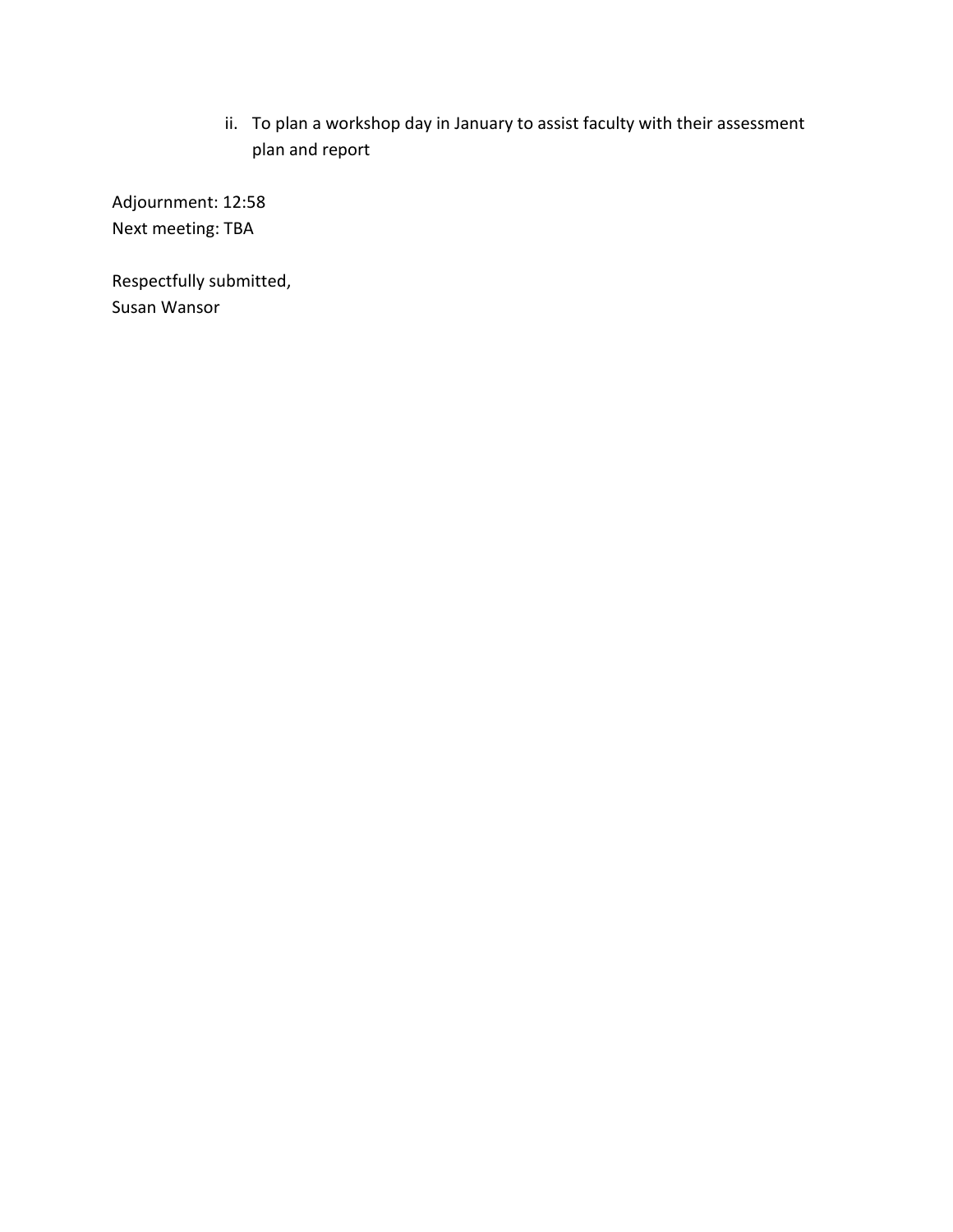ii. To plan a workshop day in January to assist faculty with their assessment plan and report

Adjournment: 12:58
Next meeting: TBA

Respectfully submitted,
Susan Wansor